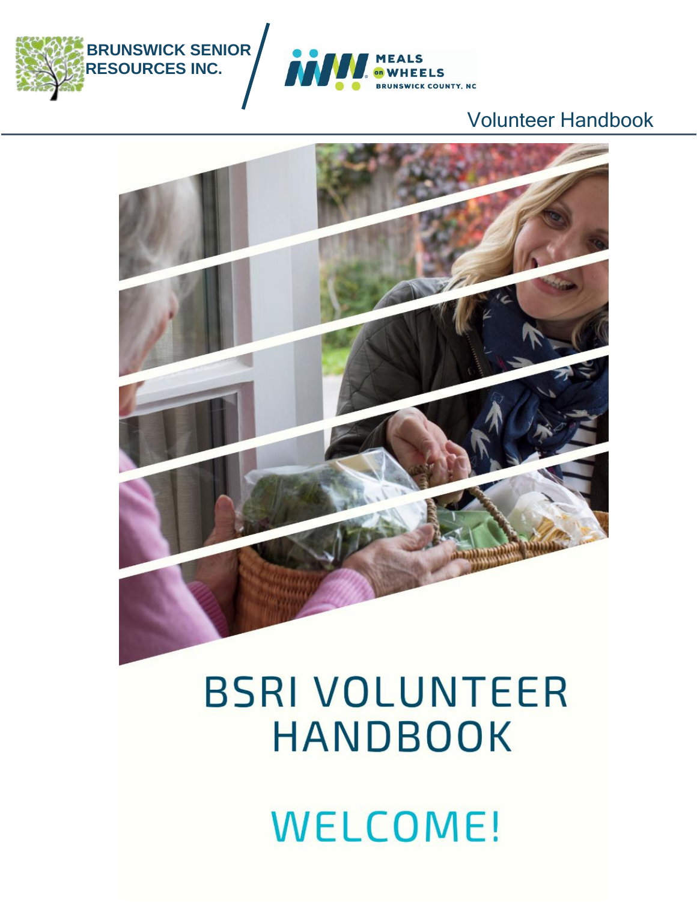BRUNSWICK SENIOR RESOURCES INC.

MEALS on WHEELS
BRUNSWICK COUNTY, NC

Volunteer Handbook

# BSRI VOLUNTEER HANDBOOK

## WELCOME!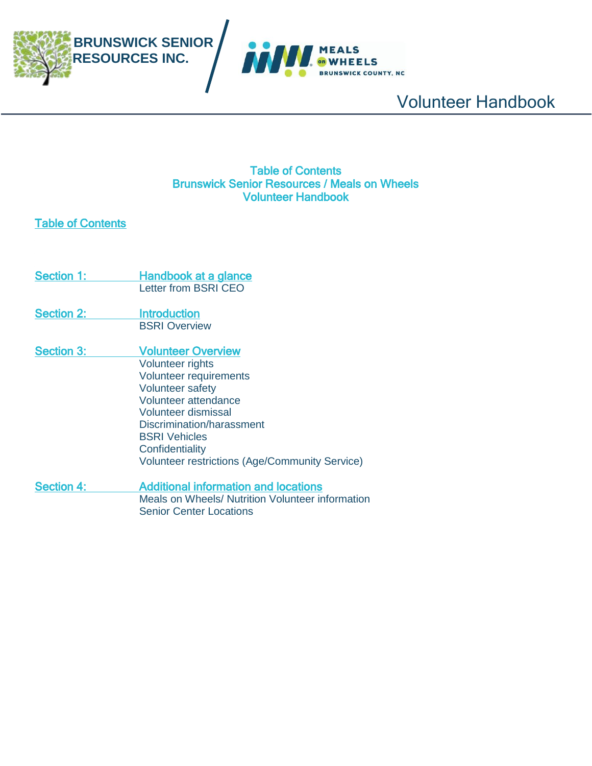BRUNSWICK SENIOR RESOURCES INC.

MEALS on WHEELS BRUNSWICK COUNTY, NC

Volunteer Handbook

## Table of Contents
## Brunswick Senior Resources / Meals on Wheels
## Volunteer Handbook

### Table of Contents

**Section 1:** **Handbook at a glance**
- Letter from BSRI CEO

**Section 2:** **Introduction**
- BSRI Overview

**Section 3:** **Volunteer Overview**
- Volunteer rights
- Volunteer requirements
- Volunteer safety
- Volunteer attendance
- Volunteer dismissal
- Discrimination/harassment
- BSRI Vehicles
- Confidentiality
- Volunteer restrictions (Age/Community Service)

**Section 4:** **Additional information and locations**
- Meals on Wheels/ Nutrition Volunteer information
- Senior Center Locations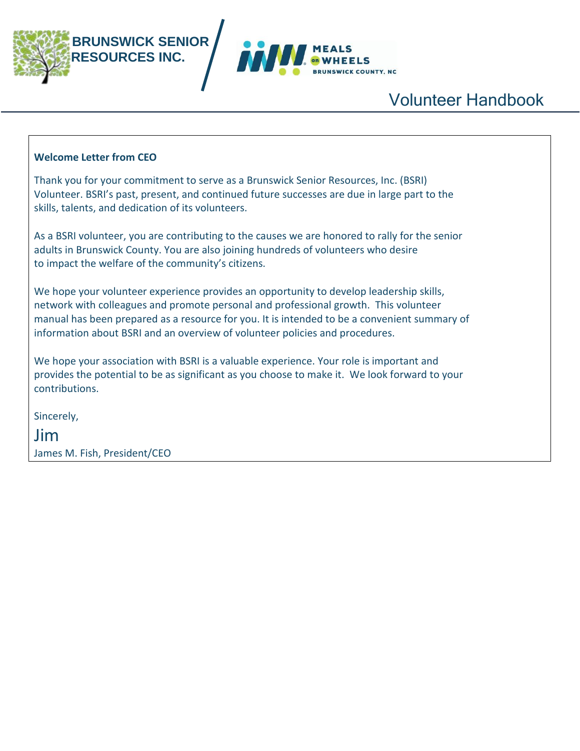# Volunteer Handbook

**Welcome Letter from CEO**

Thank you for your commitment to serve as a Brunswick Senior Resources, Inc. (BSRI) Volunteer. BSRI's past, present, and continued future successes are due in large part to the skills, talents, and dedication of its volunteers.

As a BSRI volunteer, you are contributing to the causes we are honored to rally for the senior adults in Brunswick County. You are also joining hundreds of volunteers who desire to impact the welfare of the community's citizens.

We hope your volunteer experience provides an opportunity to develop leadership skills, network with colleagues and promote personal and professional growth. This volunteer manual has been prepared as a resource for you. It is intended to be a convenient summary of information about BSRI and an overview of volunteer policies and procedures.

We hope your association with BSRI is a valuable experience. Your role is important and provides the potential to be as significant as you choose to make it. We look forward to your contributions.

Sincerely,

Jim

James M. Fish, President/CEO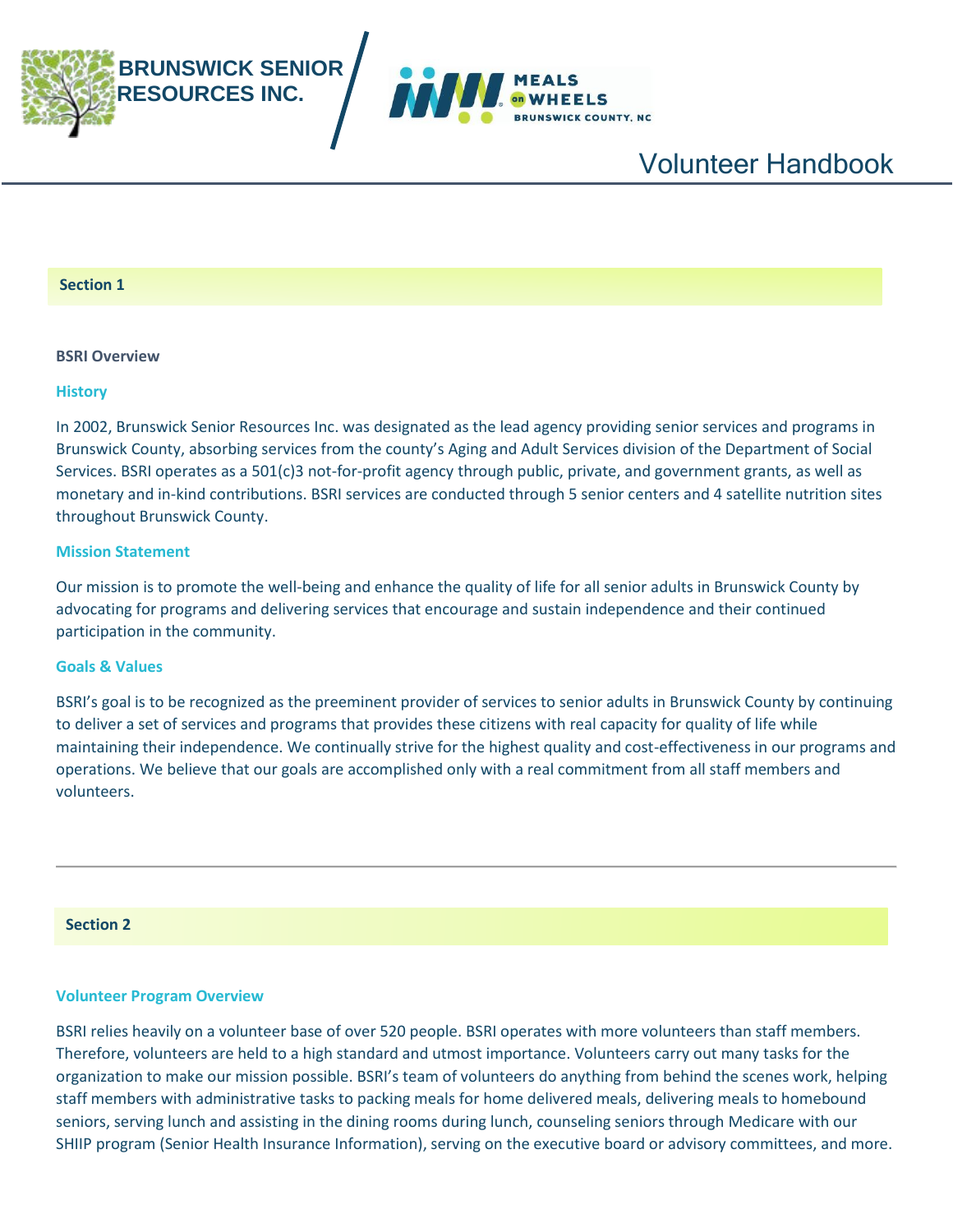BRUNSWICK SENIOR RESOURCES INC.

MEALS on WHEELS BRUNSWICK COUNTY, NC

# Volunteer Handbook

## Section 1

**BSRI Overview**

### History

In 2002, Brunswick Senior Resources Inc. was designated as the lead agency providing senior services and programs in Brunswick County, absorbing services from the county's Aging and Adult Services division of the Department of Social Services. BSRI operates as a 501(c)3 not-for-profit agency through public, private, and government grants, as well as monetary and in-kind contributions. BSRI services are conducted through 5 senior centers and 4 satellite nutrition sites throughout Brunswick County.

### Mission Statement

Our mission is to promote the well-being and enhance the quality of life for all senior adults in Brunswick County by advocating for programs and delivering services that encourage and sustain independence and their continued participation in the community.

### Goals & Values

BSRI's goal is to be recognized as the preeminent provider of services to senior adults in Brunswick County by continuing to deliver a set of services and programs that provides these citizens with real capacity for quality of life while maintaining their independence. We continually strive for the highest quality and cost-effectiveness in our programs and operations. We believe that our goals are accomplished only with a real commitment from all staff members and volunteers.

---

## Section 2

### Volunteer Program Overview

BSRI relies heavily on a volunteer base of over 520 people. BSRI operates with more volunteers than staff members. Therefore, volunteers are held to a high standard and utmost importance. Volunteers carry out many tasks for the organization to make our mission possible. BSRI's team of volunteers do anything from behind the scenes work, helping staff members with administrative tasks to packing meals for home delivered meals, delivering meals to homebound seniors, serving lunch and assisting in the dining rooms during lunch, counseling seniors through Medicare with our SHIIP program (Senior Health Insurance Information), serving on the executive board or advisory committees, and more.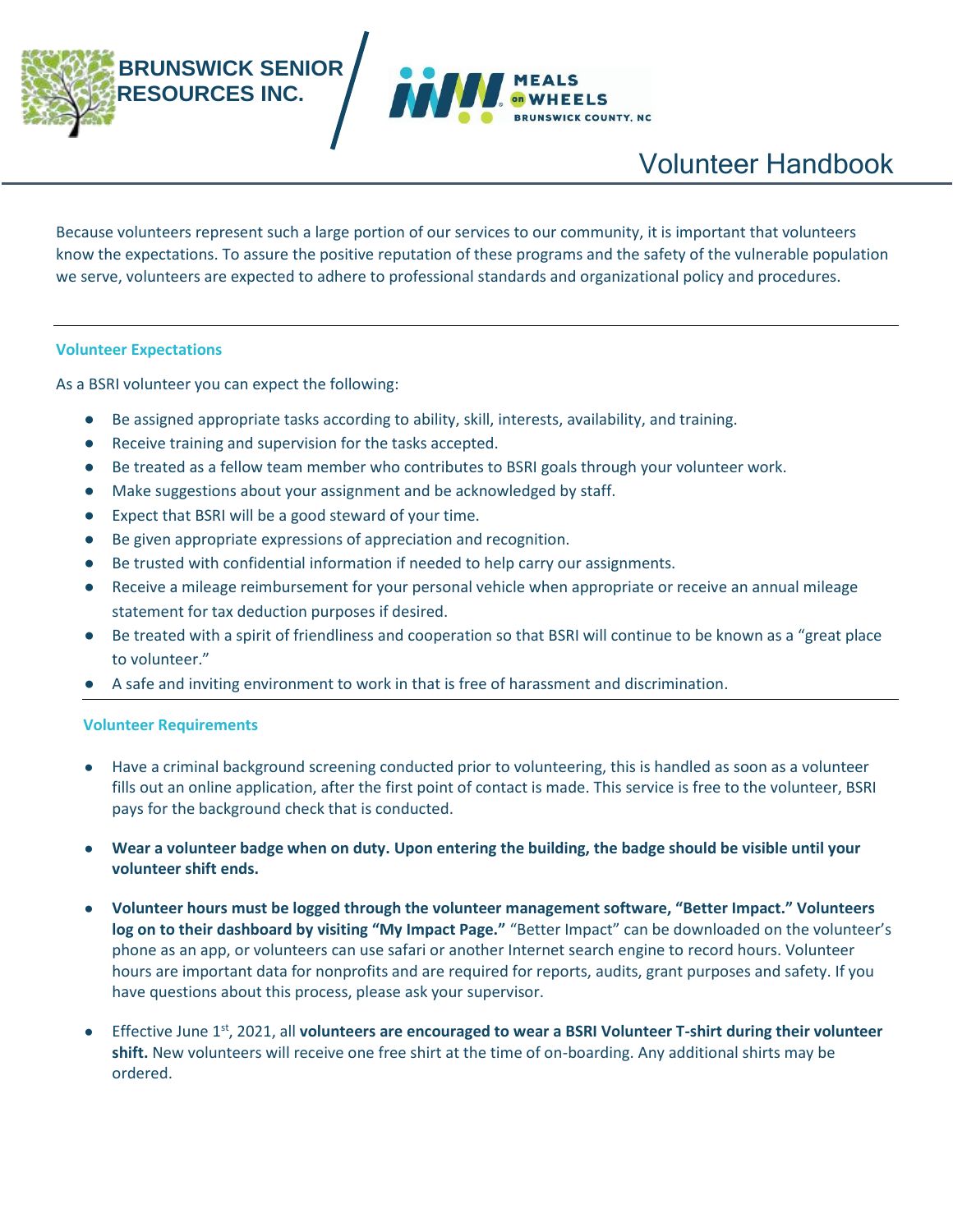BRUNSWICK SENIOR RESOURCES INC.

MEALS on WHEELS BRUNSWICK COUNTY, NC

# Volunteer Handbook

Because volunteers represent such a large portion of our services to our community, it is important that volunteers know the expectations. To assure the positive reputation of these programs and the safety of the vulnerable population we serve, volunteers are expected to adhere to professional standards and organizational policy and procedures.

---

### Volunteer Expectations

As a BSRI volunteer you can expect the following:

- Be assigned appropriate tasks according to ability, skill, interests, availability, and training.
- Receive training and supervision for the tasks accepted.
- Be treated as a fellow team member who contributes to BSRI goals through your volunteer work.
- Make suggestions about your assignment and be acknowledged by staff.
- Expect that BSRI will be a good steward of your time.
- Be given appropriate expressions of appreciation and recognition.
- Be trusted with confidential information if needed to help carry our assignments.
- Receive a mileage reimbursement for your personal vehicle when appropriate or receive an annual mileage statement for tax deduction purposes if desired.
- Be treated with a spirit of friendliness and cooperation so that BSRI will continue to be known as a "great place to volunteer."
- A safe and inviting environment to work in that is free of harassment and discrimination.

---

### Volunteer Requirements

- Have a criminal background screening conducted prior to volunteering, this is handled as soon as a volunteer fills out an online application, after the first point of contact is made. This service is free to the volunteer, BSRI pays for the background check that is conducted.

- **Wear a volunteer badge when on duty. Upon entering the building, the badge should be visible until your volunteer shift ends.**

- **Volunteer hours must be logged through the volunteer management software, "Better Impact." Volunteers log on to their dashboard by visiting "My Impact Page."** "Better Impact" can be downloaded on the volunteer's phone as an app, or volunteers can use safari or another Internet search engine to record hours. Volunteer hours are important data for nonprofits and are required for reports, audits, grant purposes and safety. If you have questions about this process, please ask your supervisor.

- Effective June 1st, 2021, all **volunteers are encouraged to wear a BSRI Volunteer T-shirt during their volunteer shift.** New volunteers will receive one free shirt at the time of on-boarding. Any additional shirts may be ordered.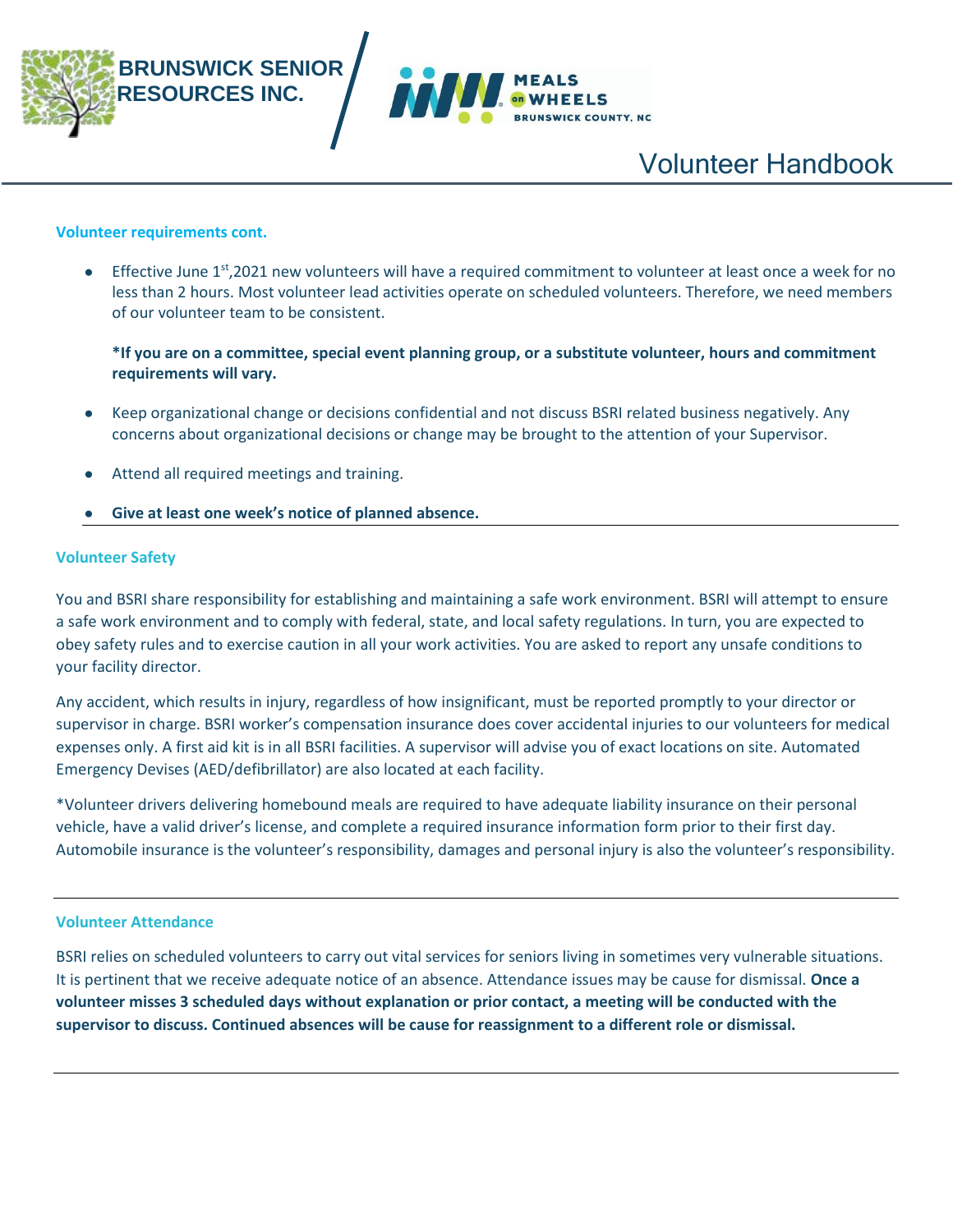### Volunteer requirements cont.

- Effective June 1st,2021 new volunteers will have a required commitment to volunteer at least once a week for no less than 2 hours. Most volunteer lead activities operate on scheduled volunteers. Therefore, we need members of our volunteer team to be consistent.

  **\*If you are on a committee, special event planning group, or a substitute volunteer, hours and commitment requirements will vary.**

- Keep organizational change or decisions confidential and not discuss BSRI related business negatively. Any concerns about organizational decisions or change may be brought to the attention of your Supervisor.
- Attend all required meetings and training.
- **Give at least one week's notice of planned absence.**

---

### Volunteer Safety

You and BSRI share responsibility for establishing and maintaining a safe work environment. BSRI will attempt to ensure a safe work environment and to comply with federal, state, and local safety regulations. In turn, you are expected to obey safety rules and to exercise caution in all your work activities. You are asked to report any unsafe conditions to your facility director.

Any accident, which results in injury, regardless of how insignificant, must be reported promptly to your director or supervisor in charge. BSRI worker's compensation insurance does cover accidental injuries to our volunteers for medical expenses only. A first aid kit is in all BSRI facilities. A supervisor will advise you of exact locations on site. Automated Emergency Devises (AED/defibrillator) are also located at each facility.

*Volunteer drivers delivering homebound meals are required to have adequate liability insurance on their personal vehicle, have a valid driver's license, and complete a required insurance information form prior to their first day. Automobile insurance is the volunteer's responsibility, damages and personal injury is also the volunteer's responsibility.

---

### Volunteer Attendance

BSRI relies on scheduled volunteers to carry out vital services for seniors living in sometimes very vulnerable situations. It is pertinent that we receive adequate notice of an absence. Attendance issues may be cause for dismissal. **Once a volunteer misses 3 scheduled days without explanation or prior contact, a meeting will be conducted with the supervisor to discuss. Continued absences will be cause for reassignment to a different role or dismissal.**

---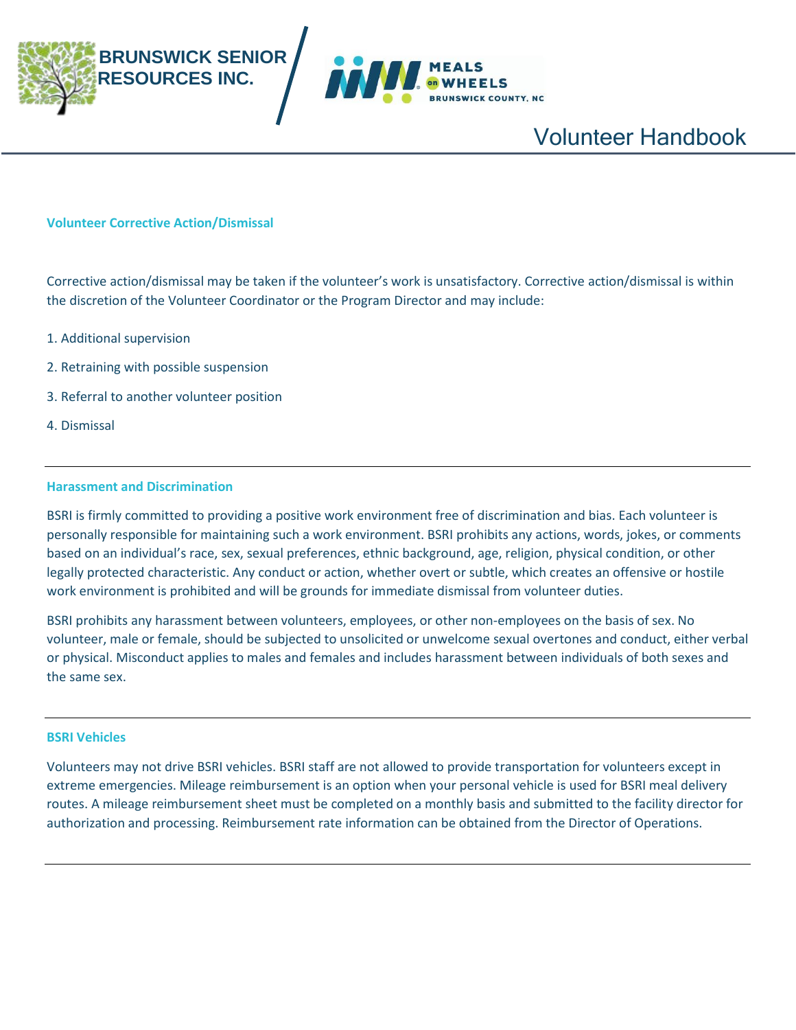### Volunteer Corrective Action/Dismissal

Corrective action/dismissal may be taken if the volunteer's work is unsatisfactory. Corrective action/dismissal is within the discretion of the Volunteer Coordinator or the Program Director and may include:

1. Additional supervision
2. Retraining with possible suspension
3. Referral to another volunteer position
4. Dismissal

---

### Harassment and Discrimination

BSRI is firmly committed to providing a positive work environment free of discrimination and bias. Each volunteer is personally responsible for maintaining such a work environment. BSRI prohibits any actions, words, jokes, or comments based on an individual's race, sex, sexual preferences, ethnic background, age, religion, physical condition, or other legally protected characteristic. Any conduct or action, whether overt or subtle, which creates an offensive or hostile work environment is prohibited and will be grounds for immediate dismissal from volunteer duties.

BSRI prohibits any harassment between volunteers, employees, or other non-employees on the basis of sex. No volunteer, male or female, should be subjected to unsolicited or unwelcome sexual overtones and conduct, either verbal or physical. Misconduct applies to males and females and includes harassment between individuals of both sexes and the same sex.

---

### BSRI Vehicles

Volunteers may not drive BSRI vehicles. BSRI staff are not allowed to provide transportation for volunteers except in extreme emergencies. Mileage reimbursement is an option when your personal vehicle is used for BSRI meal delivery routes. A mileage reimbursement sheet must be completed on a monthly basis and submitted to the facility director for authorization and processing. Reimbursement rate information can be obtained from the Director of Operations.

---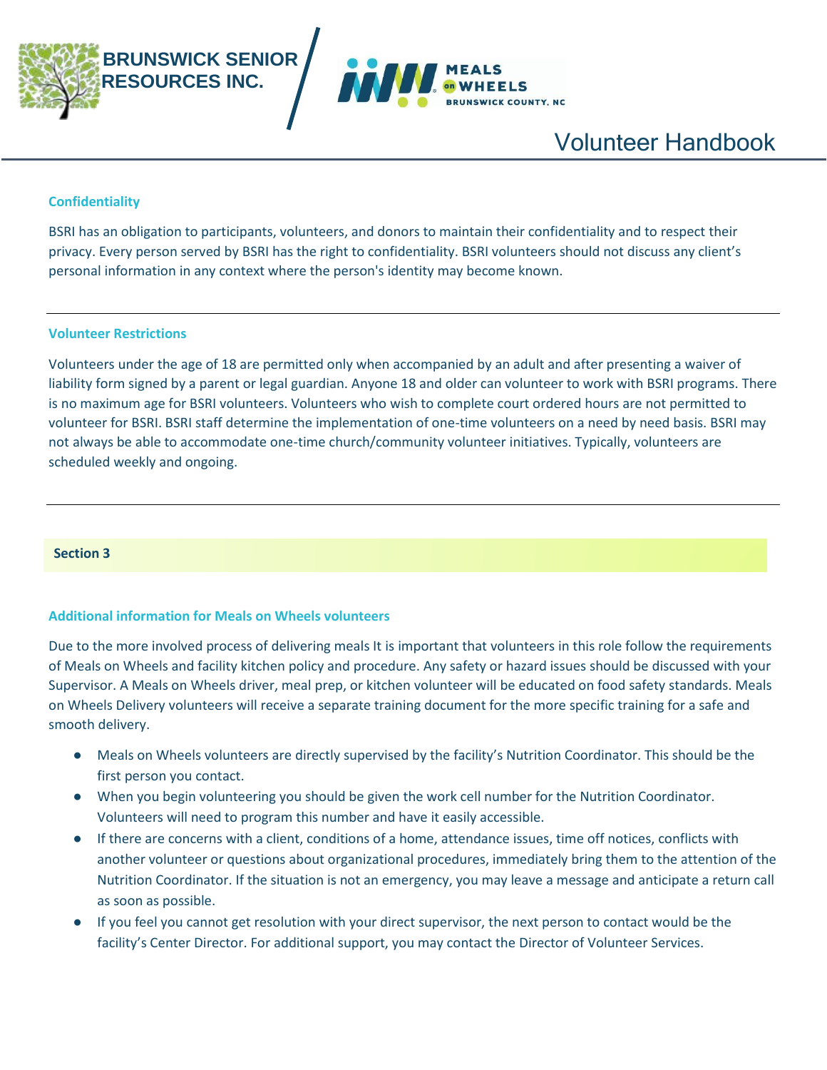### Confidentiality

BSRI has an obligation to participants, volunteers, and donors to maintain their confidentiality and to respect their privacy. Every person served by BSRI has the right to confidentiality. BSRI volunteers should not discuss any client's personal information in any context where the person's identity may become known.

---

### Volunteer Restrictions

Volunteers under the age of 18 are permitted only when accompanied by an adult and after presenting a waiver of liability form signed by a parent or legal guardian. Anyone 18 and older can volunteer to work with BSRI programs. There is no maximum age for BSRI volunteers. Volunteers who wish to complete court ordered hours are not permitted to volunteer for BSRI. BSRI staff determine the implementation of one-time volunteers on a need by need basis. BSRI may not always be able to accommodate one-time church/community volunteer initiatives. Typically, volunteers are scheduled weekly and ongoing.

---

## Section 3

### Additional information for Meals on Wheels volunteers

Due to the more involved process of delivering meals It is important that volunteers in this role follow the requirements of Meals on Wheels and facility kitchen policy and procedure. Any safety or hazard issues should be discussed with your Supervisor. A Meals on Wheels driver, meal prep, or kitchen volunteer will be educated on food safety standards. Meals on Wheels Delivery volunteers will receive a separate training document for the more specific training for a safe and smooth delivery.

- Meals on Wheels volunteers are directly supervised by the facility's Nutrition Coordinator. This should be the first person you contact.
- When you begin volunteering you should be given the work cell number for the Nutrition Coordinator. Volunteers will need to program this number and have it easily accessible.
- If there are concerns with a client, conditions of a home, attendance issues, time off notices, conflicts with another volunteer or questions about organizational procedures, immediately bring them to the attention of the Nutrition Coordinator. If the situation is not an emergency, you may leave a message and anticipate a return call as soon as possible.
- If you feel you cannot get resolution with your direct supervisor, the next person to contact would be the facility's Center Director. For additional support, you may contact the Director of Volunteer Services.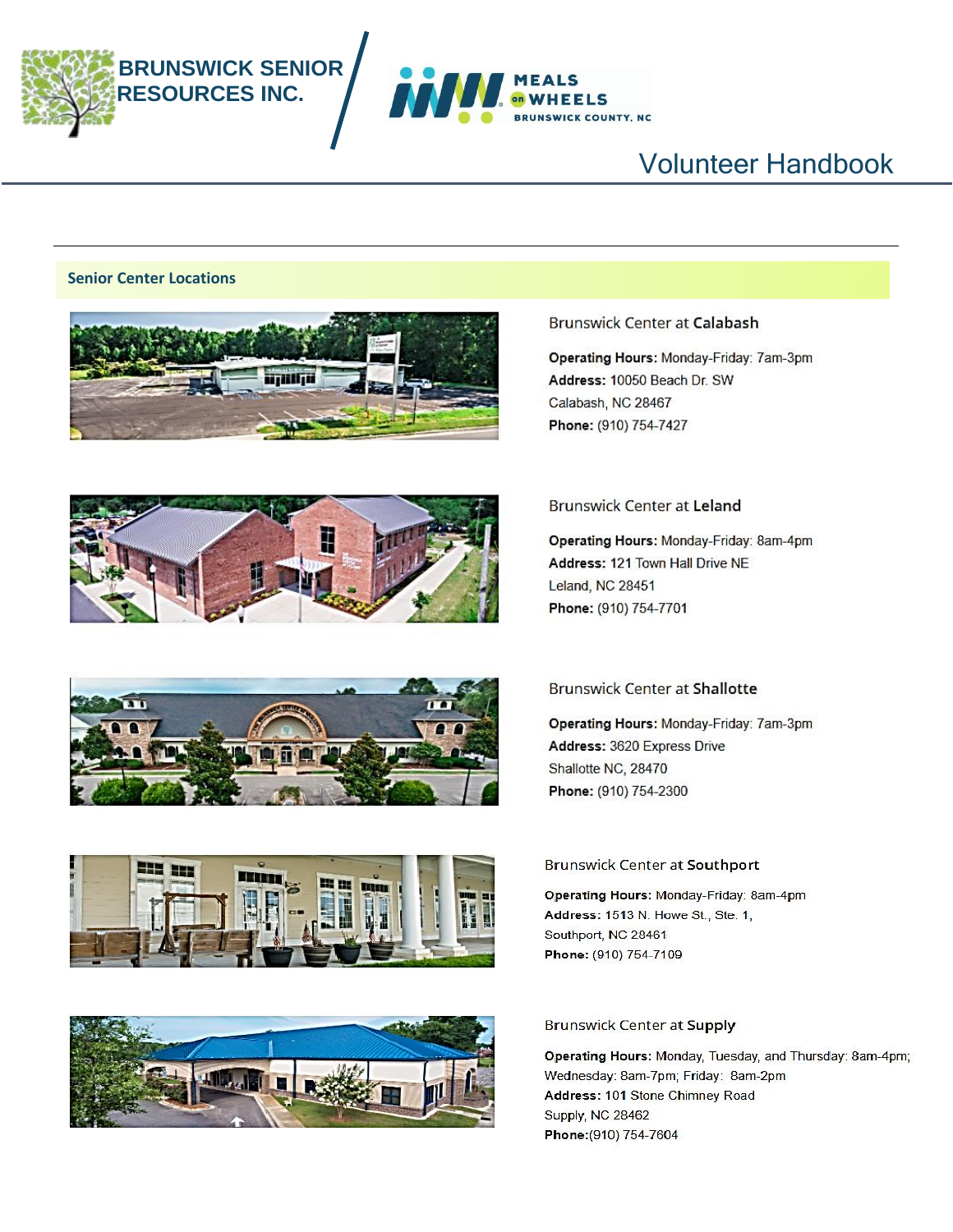BRUNSWICK SENIOR RESOURCES INC.

MEALS on WHEELS BRUNSWICK COUNTY, NC

# Volunteer Handbook

## Senior Center Locations

### Brunswick Center at **Calabash**

**Operating Hours:** Monday-Friday: 7am-3pm
**Address:** 10050 Beach Dr. SW
Calabash, NC 28467
**Phone:** (910) 754-7427

### Brunswick Center at **Leland**

**Operating Hours:** Monday-Friday: 8am-4pm
**Address:** 121 Town Hall Drive NE
Leland, NC 28451
**Phone:** (910) 754-7701

### Brunswick Center at **Shallotte**

**Operating Hours:** Monday-Friday: 7am-3pm
**Address:** 3620 Express Drive
Shallotte NC, 28470
**Phone:** (910) 754-2300

### Brunswick Center at **Southport**

**Operating Hours:** Monday-Friday: 8am-4pm
**Address:** 1513 N. Howe St., Ste. 1,
Southport, NC 28461
**Phone:** (910) 754-7109

### Brunswick Center at **Supply**

**Operating Hours:** Monday, Tuesday, and Thursday: 8am-4pm; Wednesday: 8am-7pm; Friday: 8am-2pm
**Address:** 101 Stone Chimney Road
Supply, NC 28462
**Phone:**(910) 754-7604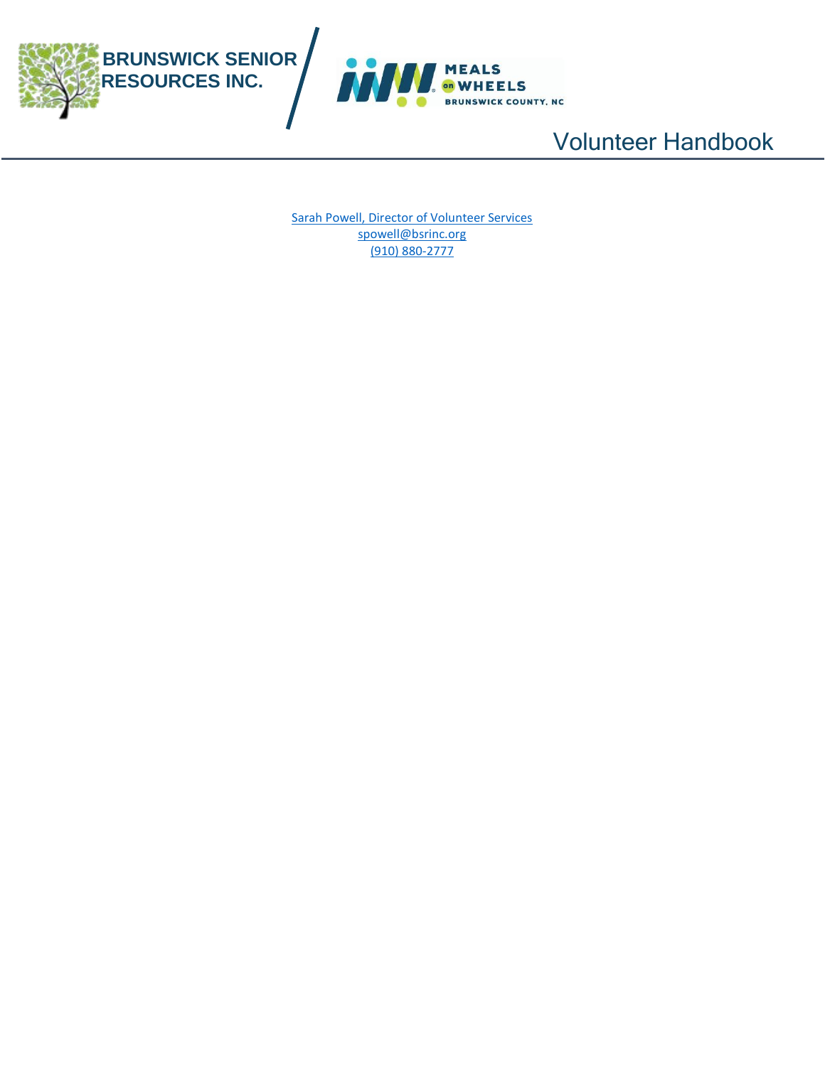BRUNSWICK SENIOR RESOURCES INC.

MEALS on WHEELS BRUNSWICK COUNTY, NC

# Volunteer Handbook

Sarah Powell, Director of Volunteer Services
spowell@bsrinc.org
(910) 880-2777